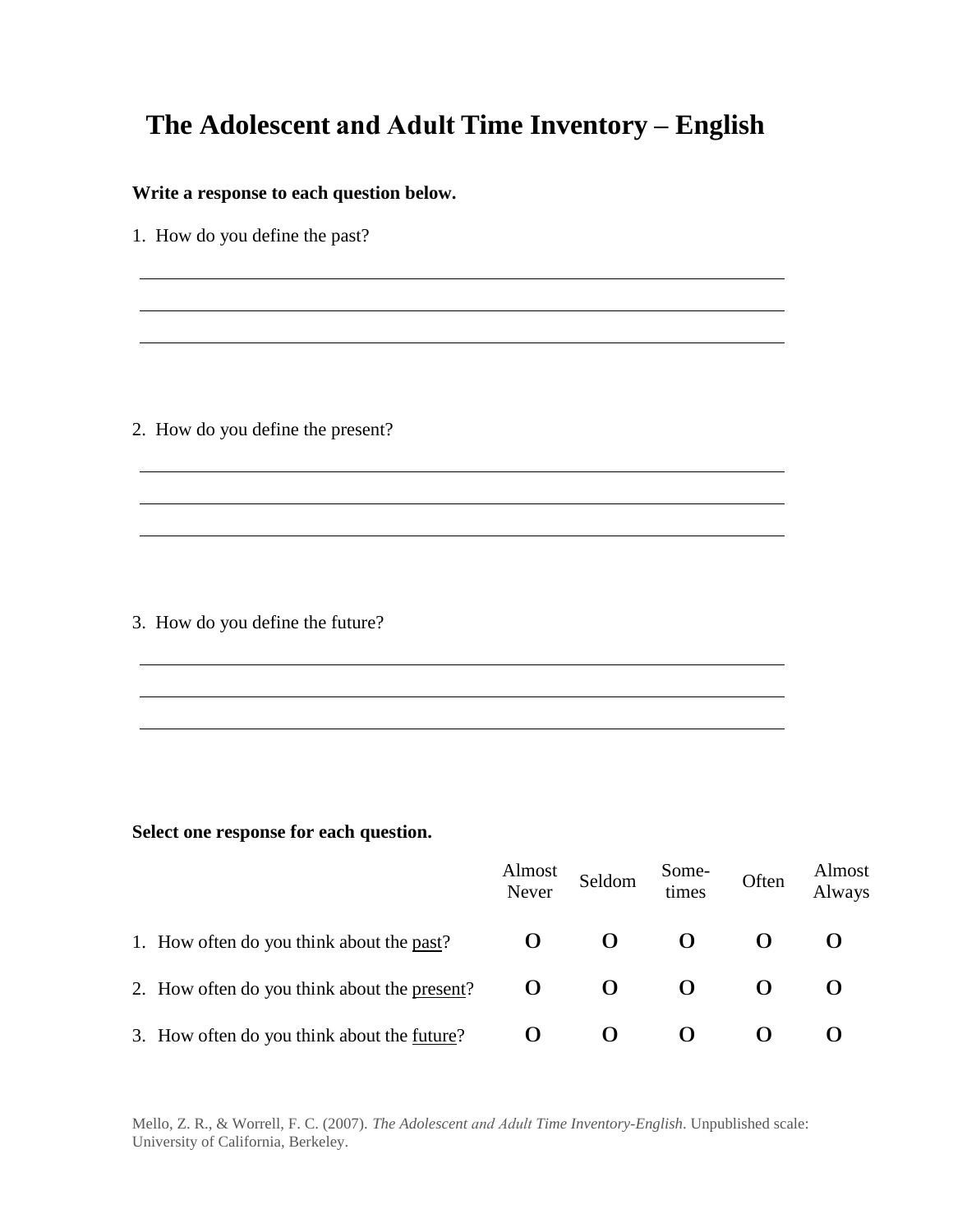# The Adolescent and Adult Time Inventory – English

**Write a response to each question below.**

1. How do you define the past?

\_\_\_\_\_\_\_\_\_\_\_\_\_\_\_\_\_\_\_\_\_\_\_\_\_\_\_\_\_\_\_\_\_\_\_\_\_\_\_\_\_\_\_\_\_\_\_\_\_\_\_\_\_\_\_\_\_\_\_\_

\_\_\_\_\_\_\_\_\_\_\_\_\_\_\_\_\_\_\_\_\_\_\_\_\_\_\_\_\_\_\_\_\_\_\_\_\_\_\_\_\_\_\_\_\_\_\_\_\_\_\_\_\_\_\_\_\_\_\_\_

\_\_\_\_\_\_\_\_\_\_\_\_\_\_\_\_\_\_\_\_\_\_\_\_\_\_\_\_\_\_\_\_\_\_\_\_\_\_\_\_\_\_\_\_\_\_\_\_\_\_\_\_\_\_\_\_\_\_\_\_

2. How do you define the present?

\_\_\_\_\_\_\_\_\_\_\_\_\_\_\_\_\_\_\_\_\_\_\_\_\_\_\_\_\_\_\_\_\_\_\_\_\_\_\_\_\_\_\_\_\_\_\_\_\_\_\_\_\_\_\_\_\_\_\_\_

\_\_\_\_\_\_\_\_\_\_\_\_\_\_\_\_\_\_\_\_\_\_\_\_\_\_\_\_\_\_\_\_\_\_\_\_\_\_\_\_\_\_\_\_\_\_\_\_\_\_\_\_\_\_\_\_\_\_\_\_

\_\_\_\_\_\_\_\_\_\_\_\_\_\_\_\_\_\_\_\_\_\_\_\_\_\_\_\_\_\_\_\_\_\_\_\_\_\_\_\_\_\_\_\_\_\_\_\_\_\_\_\_\_\_\_\_\_\_\_\_

3. How do you define the future?

\_\_\_\_\_\_\_\_\_\_\_\_\_\_\_\_\_\_\_\_\_\_\_\_\_\_\_\_\_\_\_\_\_\_\_\_\_\_\_\_\_\_\_\_\_\_\_\_\_\_\_\_\_\_\_\_\_\_\_\_

\_\_\_\_\_\_\_\_\_\_\_\_\_\_\_\_\_\_\_\_\_\_\_\_\_\_\_\_\_\_\_\_\_\_\_\_\_\_\_\_\_\_\_\_\_\_\_\_\_\_\_\_\_\_\_\_\_\_\_\_

\_\_\_\_\_\_\_\_\_\_\_\_\_\_\_\_\_\_\_\_\_\_\_\_\_\_\_\_\_\_\_\_\_\_\_\_\_\_\_\_\_\_\_\_\_\_\_\_\_\_\_\_\_\_\_\_\_\_\_\_

**Select one response for each question.**

| | Almost Never | Seldom | Some-times | Often | Almost Always |
|---|---|---|---|---|---|
| 1. How often do you think about the <u>past</u>? | O | O | O | O | O |
| 2. How often do you think about the <u>present</u>? | O | O | O | O | O |
| 3. How often do you think about the <u>future</u>? | O | O | O | O | O |

Mello, Z. R., & Worrell, F. C. (2007). *The Adolescent and Adult Time Inventory-English*. Unpublished scale: University of California, Berkeley.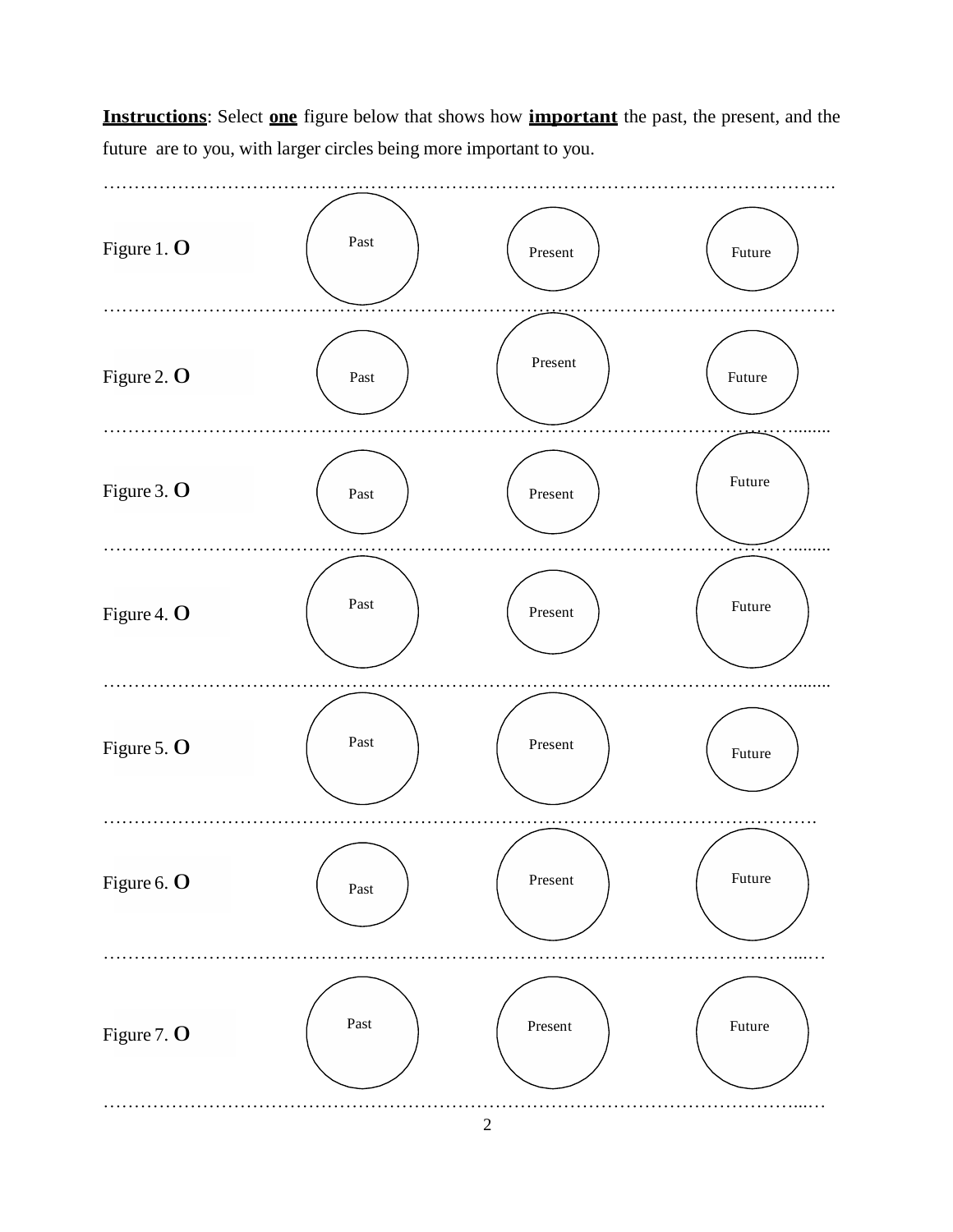**<u>Instructions</u>**: Select **<u>one</u>** figure below that shows how **<u>important</u>** the past, the present, and the future are to you, with larger circles being more important to you.

Figure 1. O — Past | Present | Future

Figure 2. O — Past | Present | Future

Figure 3. O — Past | Present | Future

Figure 4. O — Past | Present | Future

Figure 5. O — Past | Present | Future

Figure 6. O — Past | Present | Future

Figure 7. O — Past | Present | Future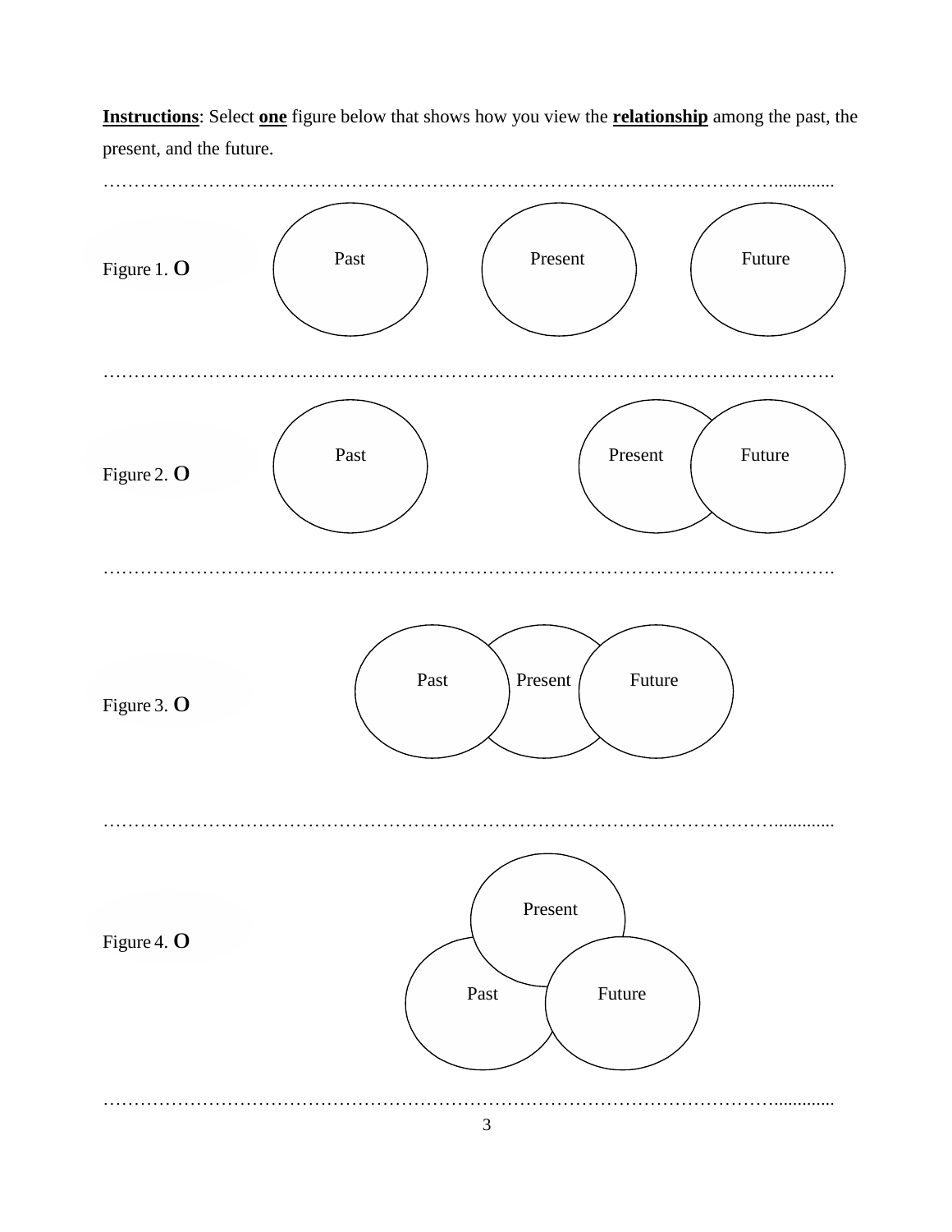**<u>Instructions</u>**: Select **<u>one</u>** figure below that shows how you view the **<u>relationship</u>** among the past, the present, and the future.

Figure 1. O

Past Present Future

Figure 2. O

Past Present Future

Figure 3. O

Past Present Future

Figure 4. O

Present Past Future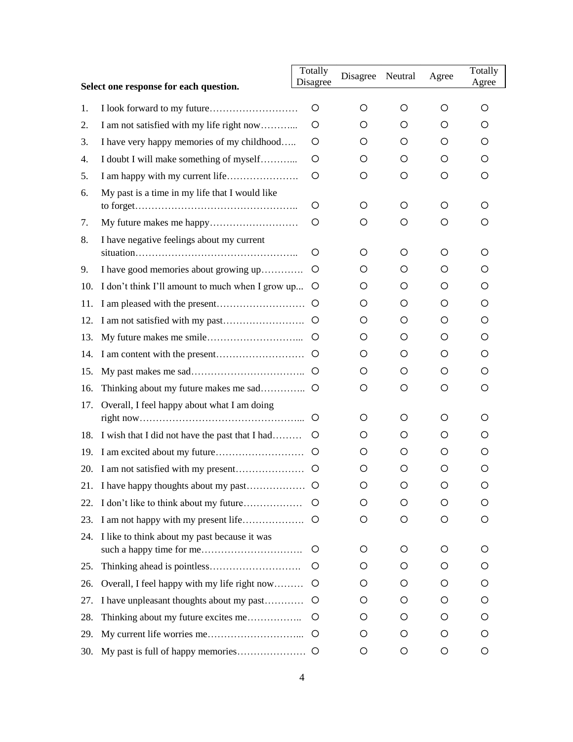**Select one response for each question.**

| | | Totally Disagree | Disagree | Neutral | Agree | Totally Agree |
|---|---|---|---|---|---|---|
| 1. | I look forward to my future……………………… | ○ | ○ | ○ | ○ | ○ |
| 2. | I am not satisfied with my life right now……….... | ○ | ○ | ○ | ○ | ○ |
| 3. | I have very happy memories of my childhood….. | ○ | ○ | ○ | ○ | ○ |
| 4. | I doubt I will make something of myself……….... | ○ | ○ | ○ | ○ | ○ |
| 5. | I am happy with my current life…………………. | ○ | ○ | ○ | ○ | ○ |
| 6. | My past is a time in my life that I would like to forget………………………………………….. | ○ | ○ | ○ | ○ | ○ |
| 7. | My future makes me happy……………………… | ○ | ○ | ○ | ○ | ○ |
| 8. | I have negative feelings about my current situation………………………………………….. | ○ | ○ | ○ | ○ | ○ |
| 9. | I have good memories about growing up…………. | ○ | ○ | ○ | ○ | ○ |
| 10. | I don't think I'll amount to much when I grow up... | ○ | ○ | ○ | ○ | ○ |
| 11. | I am pleased with the present……………………… | ○ | ○ | ○ | ○ | ○ |
| 12. | I am not satisfied with my past……………………. | ○ | ○ | ○ | ○ | ○ |
| 13. | My future makes me smile………………………... | ○ | ○ | ○ | ○ | ○ |
| 14. | I am content with the present……………………… | ○ | ○ | ○ | ○ | ○ |
| 15. | My past makes me sad…………………………….. | ○ | ○ | ○ | ○ | ○ |
| 16. | Thinking about my future makes me sad………….. | ○ | ○ | ○ | ○ | ○ |
| 17. | Overall, I feel happy about what I am doing right now………………………………………... | ○ | ○ | ○ | ○ | ○ |
| 18. | I wish that I did not have the past that I had……… | ○ | ○ | ○ | ○ | ○ |
| 19. | I am excited about my future……………………… | ○ | ○ | ○ | ○ | ○ |
| 20. | I am not satisfied with my present………………… | ○ | ○ | ○ | ○ | ○ |
| 21. | I have happy thoughts about my past……………… | ○ | ○ | ○ | ○ | ○ |
| 22. | I don't like to think about my future……………… | ○ | ○ | ○ | ○ | ○ |
| 23. | I am not happy with my present life………………. | ○ | ○ | ○ | ○ | ○ |
| 24. | I like to think about my past because it was such a happy time for me…………………………. | ○ | ○ | ○ | ○ | ○ |
| 25. | Thinking ahead is pointless………………………. | ○ | ○ | ○ | ○ | ○ |
| 26. | Overall, I feel happy with my life right now……… | ○ | ○ | ○ | ○ | ○ |
| 27. | I have unpleasant thoughts about my past………… | ○ | ○ | ○ | ○ | ○ |
| 28. | Thinking about my future excites me…………….. | ○ | ○ | ○ | ○ | ○ |
| 29. | My current life worries me………………………... | ○ | ○ | ○ | ○ | ○ |
| 30. | My past is full of happy memories………………… | ○ | ○ | ○ | ○ | ○ |